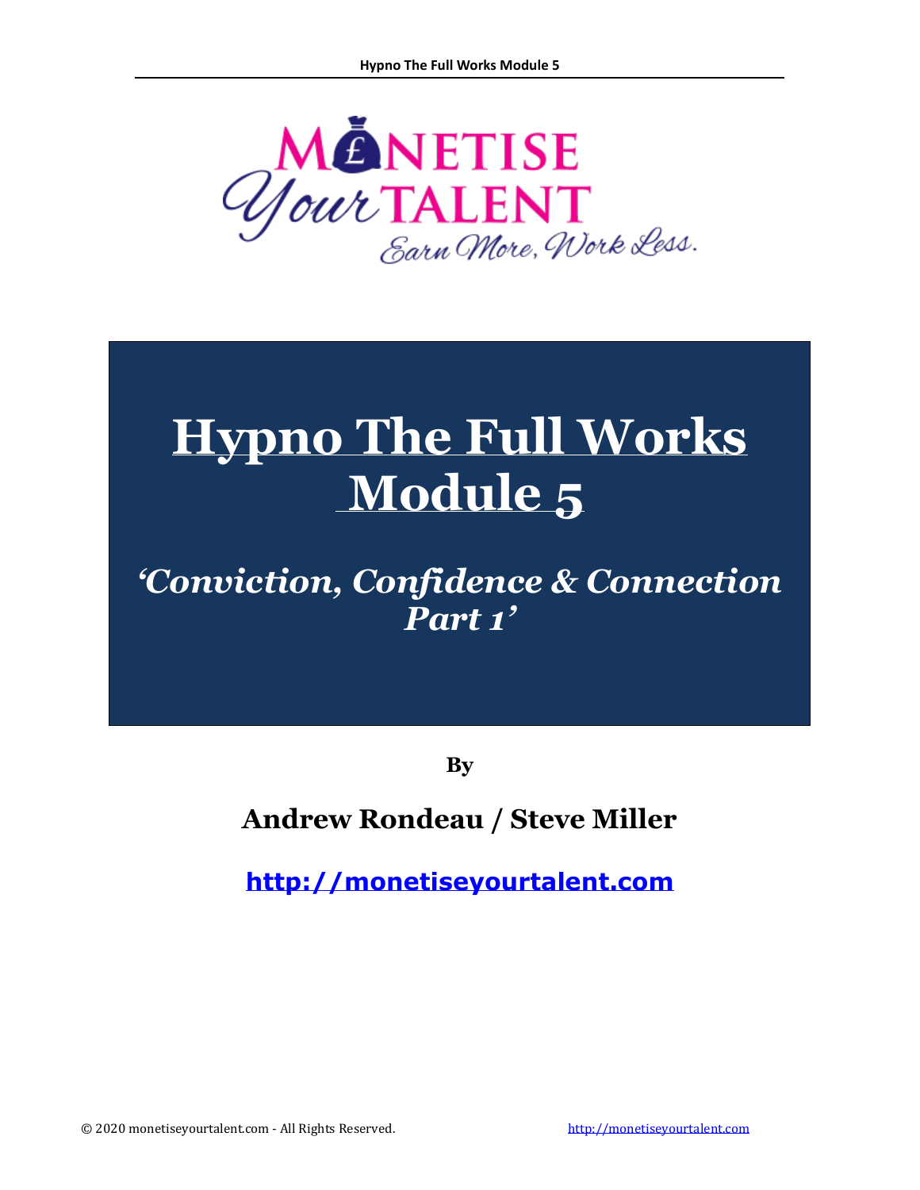# Hypno The Full Works Module 5

## *'Conviction, Confidence & Connection Part 1'*

**By**

**Andrew Rondeau / Steve Miller**

**http://monetiseyourtalent.com**

© 2020 monetiseyourtalent.com - All Rights Reserved.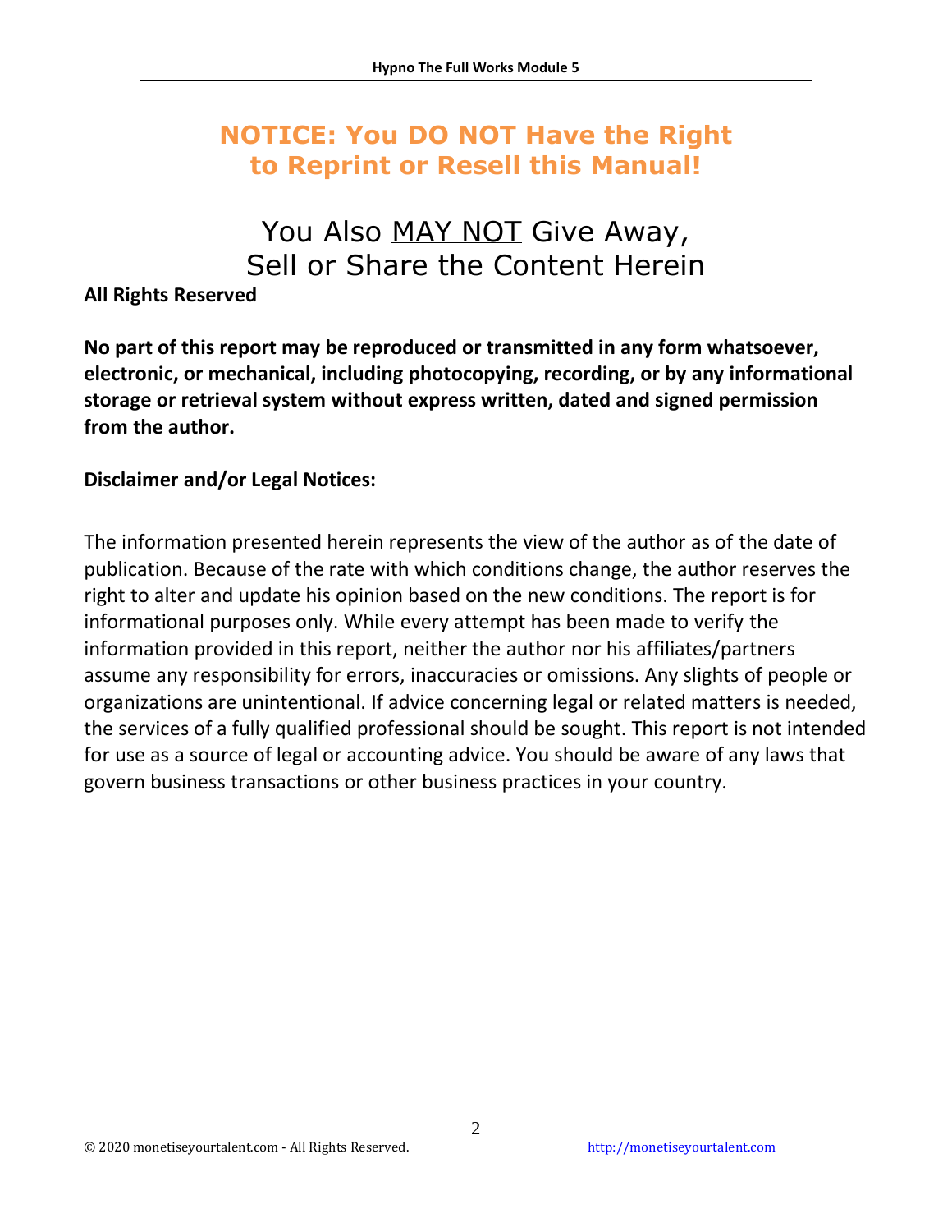# NOTICE: You <u>DO NOT</u> Have the Right to Reprint or Resell this Manual!

## You Also <u>MAY NOT</u> Give Away, Sell or Share the Content Herein

**All Rights Reserved**

**No part of this report may be reproduced or transmitted in any form whatsoever, electronic, or mechanical, including photocopying, recording, or by any informational storage or retrieval system without express written, dated and signed permission from the author.**

**Disclaimer and/or Legal Notices:**

The information presented herein represents the view of the author as of the date of publication. Because of the rate with which conditions change, the author reserves the right to alter and update his opinion based on the new conditions. The report is for informational purposes only. While every attempt has been made to verify the information provided in this report, neither the author nor his affiliates/partners assume any responsibility for errors, inaccuracies or omissions. Any slights of people or organizations are unintentional. If advice concerning legal or related matters is needed, the services of a fully qualified professional should be sought. This report is not intended for use as a source of legal or accounting advice. You should be aware of any laws that govern business transactions or other business practices in your country.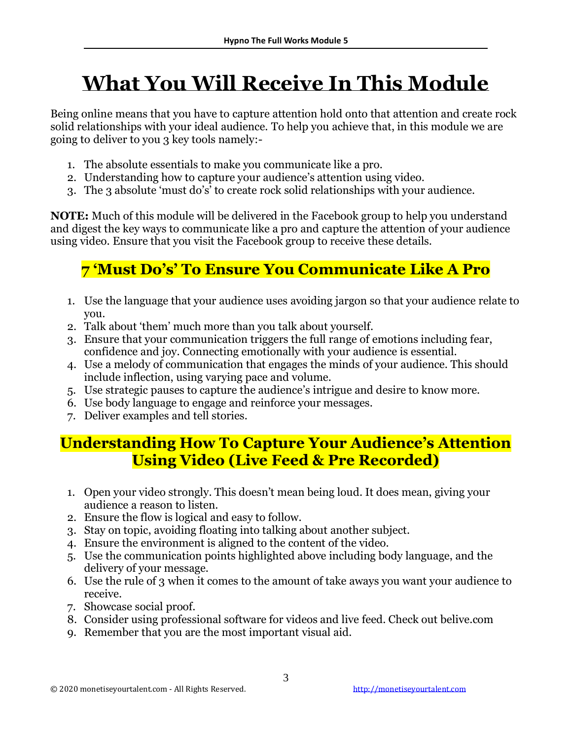# What You Will Receive In This Module

Being online means that you have to capture attention hold onto that attention and create rock solid relationships with your ideal audience. To help you achieve that, in this module we are going to deliver to you 3 key tools namely:-

1. The absolute essentials to make you communicate like a pro.
2. Understanding how to capture your audience's attention using video.
3. The 3 absolute 'must do's' to create rock solid relationships with your audience.

**NOTE:** Much of this module will be delivered in the Facebook group to help you understand and digest the key ways to communicate like a pro and capture the attention of your audience using video. Ensure that you visit the Facebook group to receive these details.

## 7 'Must Do's' To Ensure You Communicate Like A Pro

1. Use the language that your audience uses avoiding jargon so that your audience relate to you.
2. Talk about 'them' much more than you talk about yourself.
3. Ensure that your communication triggers the full range of emotions including fear, confidence and joy. Connecting emotionally with your audience is essential.
4. Use a melody of communication that engages the minds of your audience. This should include inflection, using varying pace and volume.
5. Use strategic pauses to capture the audience's intrigue and desire to know more.
6. Use body language to engage and reinforce your messages.
7. Deliver examples and tell stories.

## Understanding How To Capture Your Audience's Attention Using Video (Live Feed & Pre Recorded)

1. Open your video strongly. This doesn't mean being loud. It does mean, giving your audience a reason to listen.
2. Ensure the flow is logical and easy to follow.
3. Stay on topic, avoiding floating into talking about another subject.
4. Ensure the environment is aligned to the content of the video.
5. Use the communication points highlighted above including body language, and the delivery of your message.
6. Use the rule of 3 when it comes to the amount of take aways you want your audience to receive.
7. Showcase social proof.
8. Consider using professional software for videos and live feed. Check out belive.com
9. Remember that you are the most important visual aid.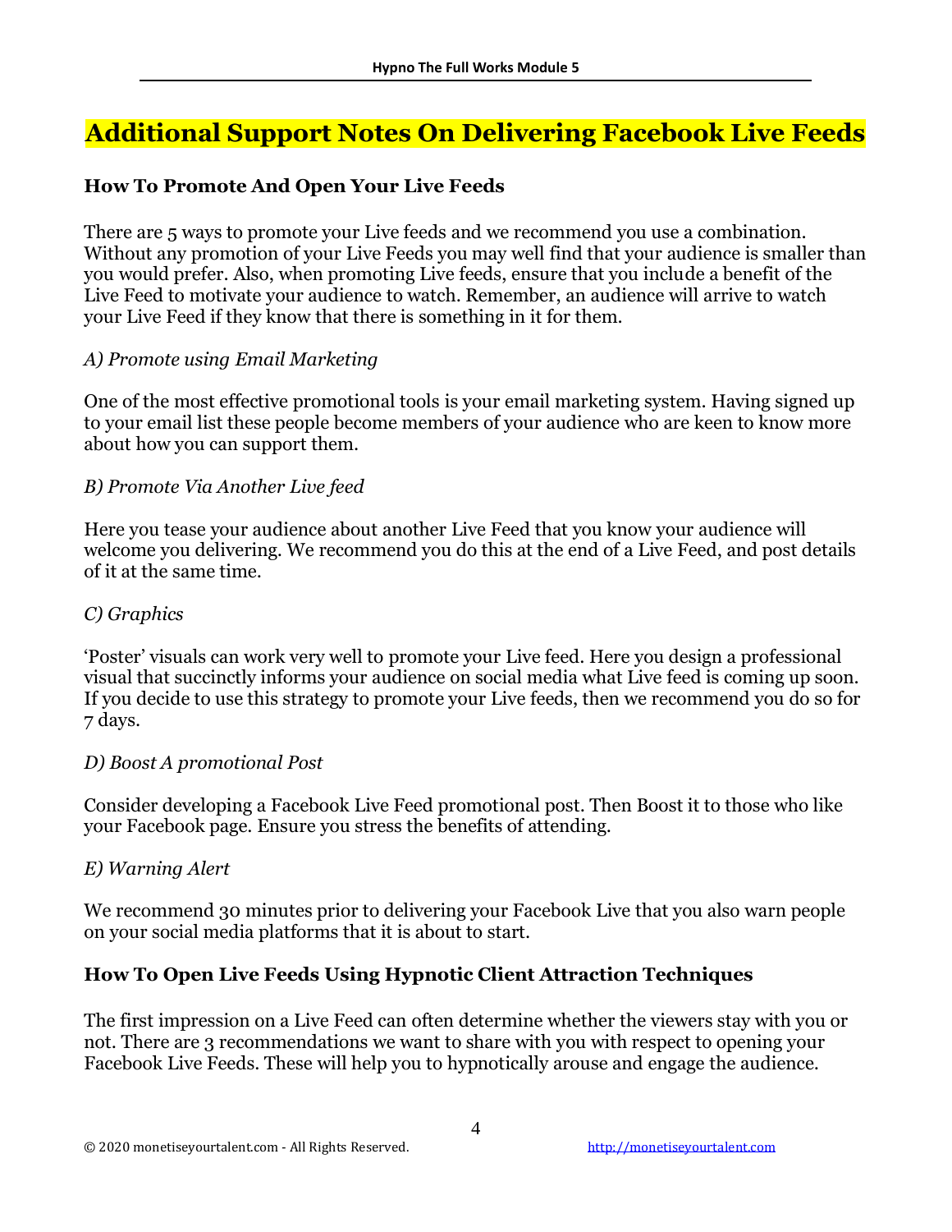# Additional Support Notes On Delivering Facebook Live Feeds

## How To Promote And Open Your Live Feeds

There are 5 ways to promote your Live feeds and we recommend you use a combination. Without any promotion of your Live Feeds you may well find that your audience is smaller than you would prefer. Also, when promoting Live feeds, ensure that you include a benefit of the Live Feed to motivate your audience to watch. Remember, an audience will arrive to watch your Live Feed if they know that there is something in it for them.

*A) Promote using Email Marketing*

One of the most effective promotional tools is your email marketing system. Having signed up to your email list these people become members of your audience who are keen to know more about how you can support them.

*B) Promote Via Another Live feed*

Here you tease your audience about another Live Feed that you know your audience will welcome you delivering. We recommend you do this at the end of a Live Feed, and post details of it at the same time.

*C) Graphics*

'Poster' visuals can work very well to promote your Live feed. Here you design a professional visual that succinctly informs your audience on social media what Live feed is coming up soon. If you decide to use this strategy to promote your Live feeds, then we recommend you do so for 7 days.

*D) Boost A promotional Post*

Consider developing a Facebook Live Feed promotional post. Then Boost it to those who like your Facebook page. Ensure you stress the benefits of attending.

*E) Warning Alert*

We recommend 30 minutes prior to delivering your Facebook Live that you also warn people on your social media platforms that it is about to start.

## How To Open Live Feeds Using Hypnotic Client Attraction Techniques

The first impression on a Live Feed can often determine whether the viewers stay with you or not. There are 3 recommendations we want to share with you with respect to opening your Facebook Live Feeds. These will help you to hypnotically arouse and engage the audience.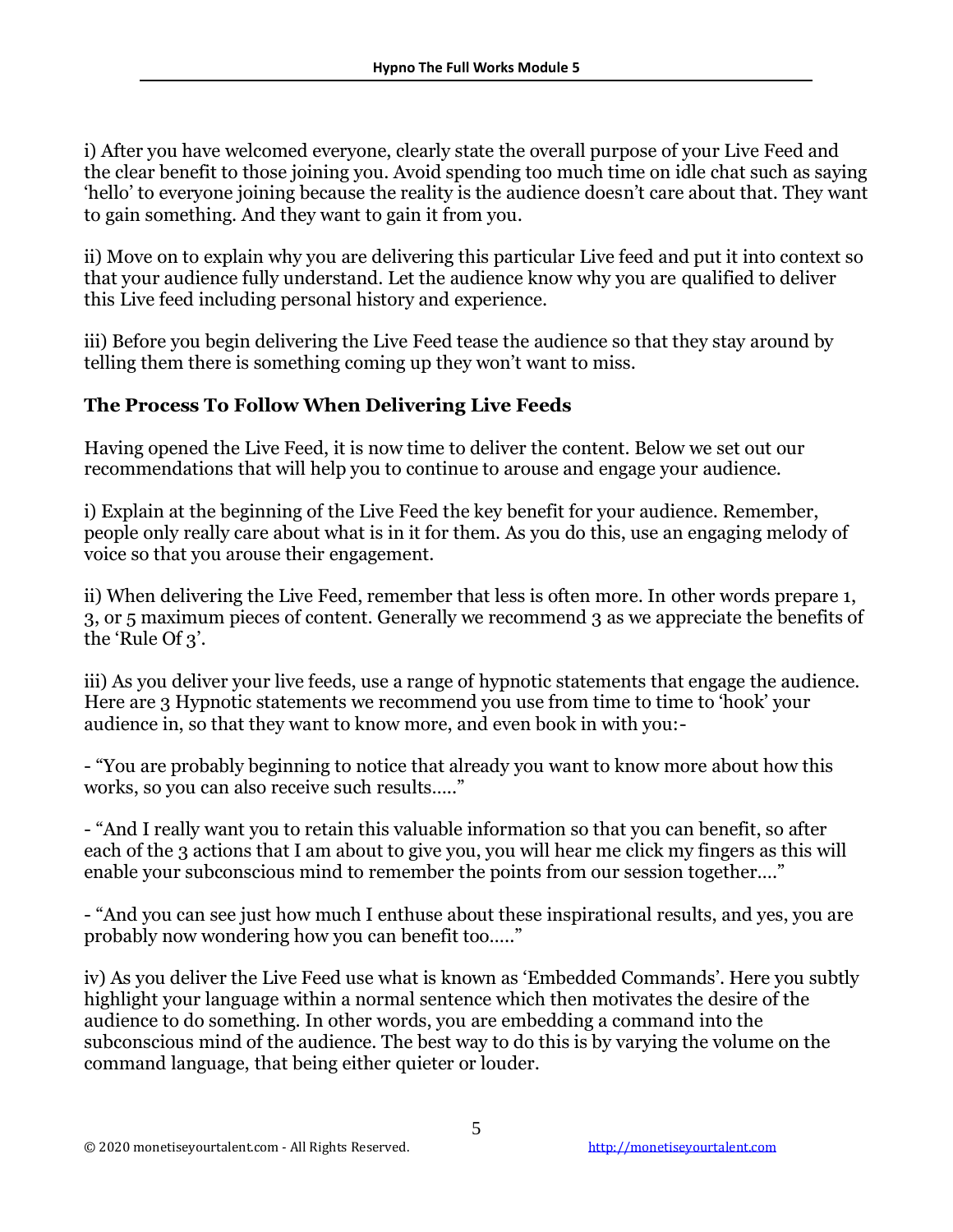i) After you have welcomed everyone, clearly state the overall purpose of your Live Feed and the clear benefit to those joining you. Avoid spending too much time on idle chat such as saying 'hello' to everyone joining because the reality is the audience doesn't care about that. They want to gain something. And they want to gain it from you.

ii) Move on to explain why you are delivering this particular Live feed and put it into context so that your audience fully understand. Let the audience know why you are qualified to deliver this Live feed including personal history and experience.

iii) Before you begin delivering the Live Feed tease the audience so that they stay around by telling them there is something coming up they won't want to miss.

### The Process To Follow When Delivering Live Feeds

Having opened the Live Feed, it is now time to deliver the content. Below we set out our recommendations that will help you to continue to arouse and engage your audience.

i) Explain at the beginning of the Live Feed the key benefit for your audience. Remember, people only really care about what is in it for them. As you do this, use an engaging melody of voice so that you arouse their engagement.

ii) When delivering the Live Feed, remember that less is often more. In other words prepare 1, 3, or 5 maximum pieces of content. Generally we recommend 3 as we appreciate the benefits of the 'Rule Of 3'.

iii) As you deliver your live feeds, use a range of hypnotic statements that engage the audience. Here are 3 Hypnotic statements we recommend you use from time to time to 'hook' your audience in, so that they want to know more, and even book in with you:-

- "You are probably beginning to notice that already you want to know more about how this works, so you can also receive such results….."

- "And I really want you to retain this valuable information so that you can benefit, so after each of the 3 actions that I am about to give you, you will hear me click my fingers as this will enable your subconscious mind to remember the points from our session together…."

- "And you can see just how much I enthuse about these inspirational results, and yes, you are probably now wondering how you can benefit too….."

iv) As you deliver the Live Feed use what is known as 'Embedded Commands'. Here you subtly highlight your language within a normal sentence which then motivates the desire of the audience to do something. In other words, you are embedding a command into the subconscious mind of the audience. The best way to do this is by varying the volume on the command language, that being either quieter or louder.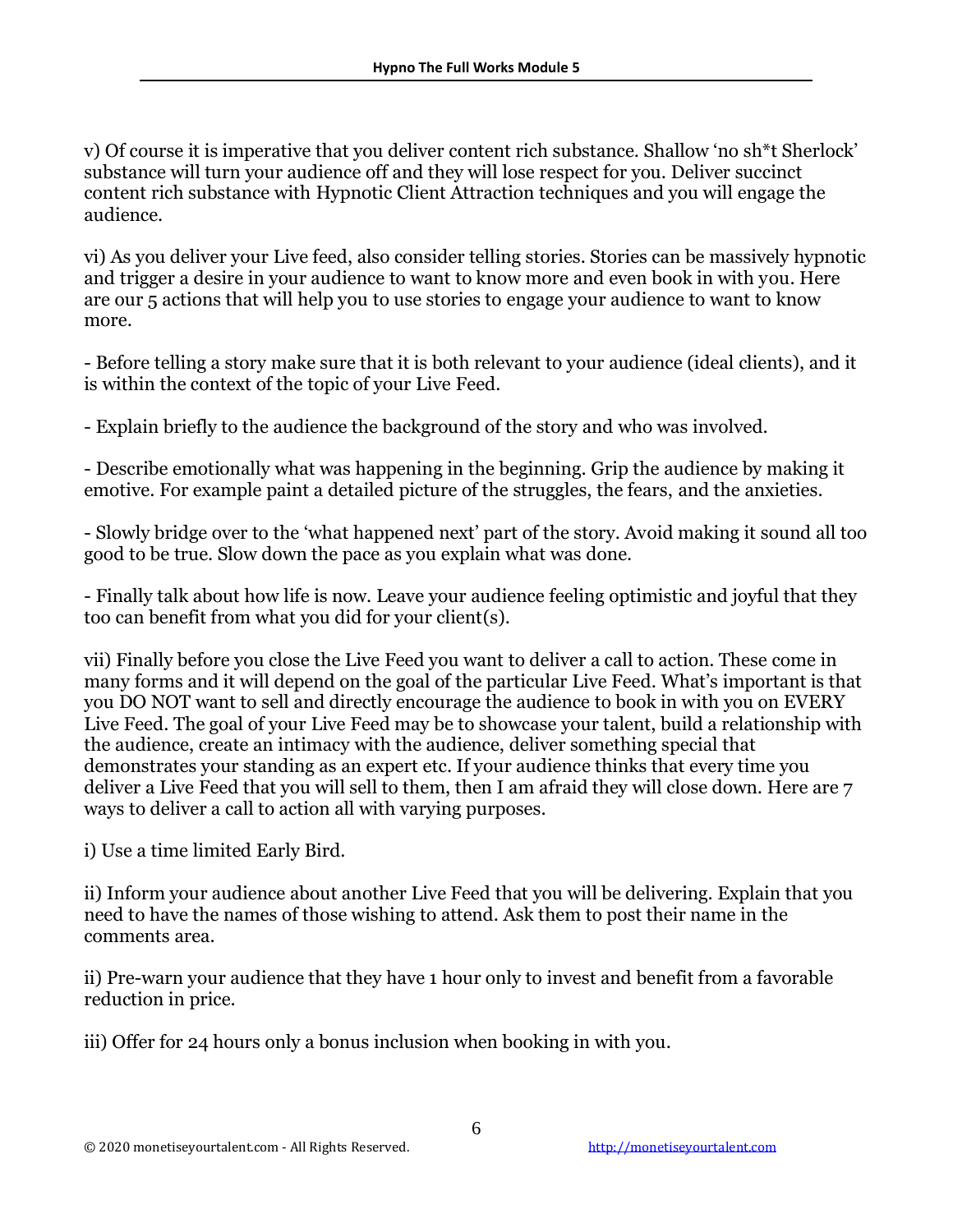v) Of course it is imperative that you deliver content rich substance. Shallow 'no sh*t Sherlock' substance will turn your audience off and they will lose respect for you. Deliver succinct content rich substance with Hypnotic Client Attraction techniques and you will engage the audience.

vi) As you deliver your Live feed, also consider telling stories. Stories can be massively hypnotic and trigger a desire in your audience to want to know more and even book in with you. Here are our 5 actions that will help you to use stories to engage your audience to want to know more.

- Before telling a story make sure that it is both relevant to your audience (ideal clients), and it is within the context of the topic of your Live Feed.

- Explain briefly to the audience the background of the story and who was involved.

- Describe emotionally what was happening in the beginning. Grip the audience by making it emotive. For example paint a detailed picture of the struggles, the fears, and the anxieties.

- Slowly bridge over to the 'what happened next' part of the story. Avoid making it sound all too good to be true. Slow down the pace as you explain what was done.

- Finally talk about how life is now. Leave your audience feeling optimistic and joyful that they too can benefit from what you did for your client(s).

vii) Finally before you close the Live Feed you want to deliver a call to action. These come in many forms and it will depend on the goal of the particular Live Feed. What's important is that you DO NOT want to sell and directly encourage the audience to book in with you on EVERY Live Feed. The goal of your Live Feed may be to showcase your talent, build a relationship with the audience, create an intimacy with the audience, deliver something special that demonstrates your standing as an expert etc. If your audience thinks that every time you deliver a Live Feed that you will sell to them, then I am afraid they will close down. Here are 7 ways to deliver a call to action all with varying purposes.

i) Use a time limited Early Bird.

ii) Inform your audience about another Live Feed that you will be delivering. Explain that you need to have the names of those wishing to attend. Ask them to post their name in the comments area.

ii) Pre-warn your audience that they have 1 hour only to invest and benefit from a favorable reduction in price.

iii) Offer for 24 hours only a bonus inclusion when booking in with you.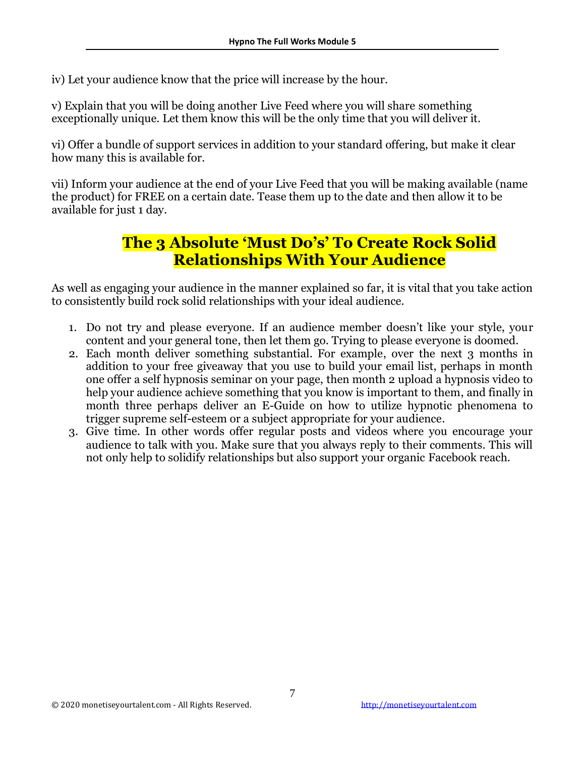iv) Let your audience know that the price will increase by the hour.

v) Explain that you will be doing another Live Feed where you will share something exceptionally unique. Let them know this will be the only time that you will deliver it.

vi) Offer a bundle of support services in addition to your standard offering, but make it clear how many this is available for.

vii) Inform your audience at the end of your Live Feed that you will be making available (name the product) for FREE on a certain date. Tease them up to the date and then allow it to be available for just 1 day.

## The 3 Absolute 'Must Do's' To Create Rock Solid Relationships With Your Audience

As well as engaging your audience in the manner explained so far, it is vital that you take action to consistently build rock solid relationships with your ideal audience.

1. Do not try and please everyone. If an audience member doesn't like your style, your content and your general tone, then let them go. Trying to please everyone is doomed.
2. Each month deliver something substantial. For example, over the next 3 months in addition to your free giveaway that you use to build your email list, perhaps in month one offer a self hypnosis seminar on your page, then month 2 upload a hypnosis video to help your audience achieve something that you know is important to them, and finally in month three perhaps deliver an E-Guide on how to utilize hypnotic phenomena to trigger supreme self-esteem or a subject appropriate for your audience.
3. Give time. In other words offer regular posts and videos where you encourage your audience to talk with you. Make sure that you always reply to their comments. This will not only help to solidify relationships but also support your organic Facebook reach.